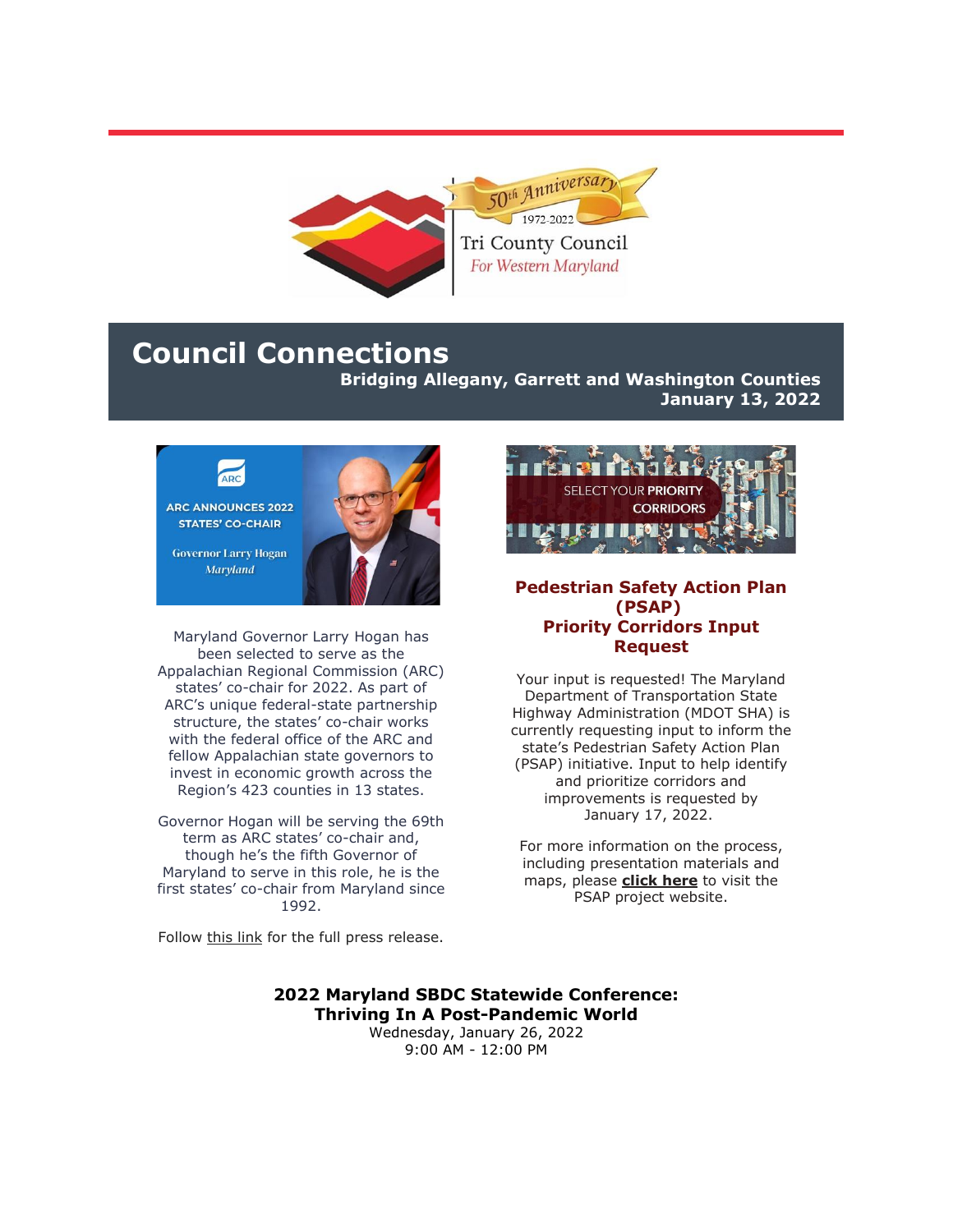# Council Connections

**Bridging Allegany, Garrett and Washington Counties**
**January 13, 2022**

Maryland Governor Larry Hogan has been selected to serve as the Appalachian Regional Commission (ARC) states' co-chair for 2022. As part of ARC's unique federal-state partnership structure, the states' co-chair works with the federal office of the ARC and fellow Appalachian state governors to invest in economic growth across the Region's 423 counties in 13 states.

Governor Hogan will be serving the 69th term as ARC states' co-chair and, though he's the fifth Governor of Maryland to serve in this role, he is the first states' co-chair from Maryland since 1992.

Follow this link for the full press release.

## Pedestrian Safety Action Plan (PSAP) Priority Corridors Input Request

Your input is requested! The Maryland Department of Transportation State Highway Administration (MDOT SHA) is currently requesting input to inform the state's Pedestrian Safety Action Plan (PSAP) initiative. Input to help identify and prioritize corridors and improvements is requested by January 17, 2022.

For more information on the process, including presentation materials and maps, please **click here** to visit the PSAP project website.

## 2022 Maryland SBDC Statewide Conference: Thriving In A Post-Pandemic World

Wednesday, January 26, 2022
9:00 AM - 12:00 PM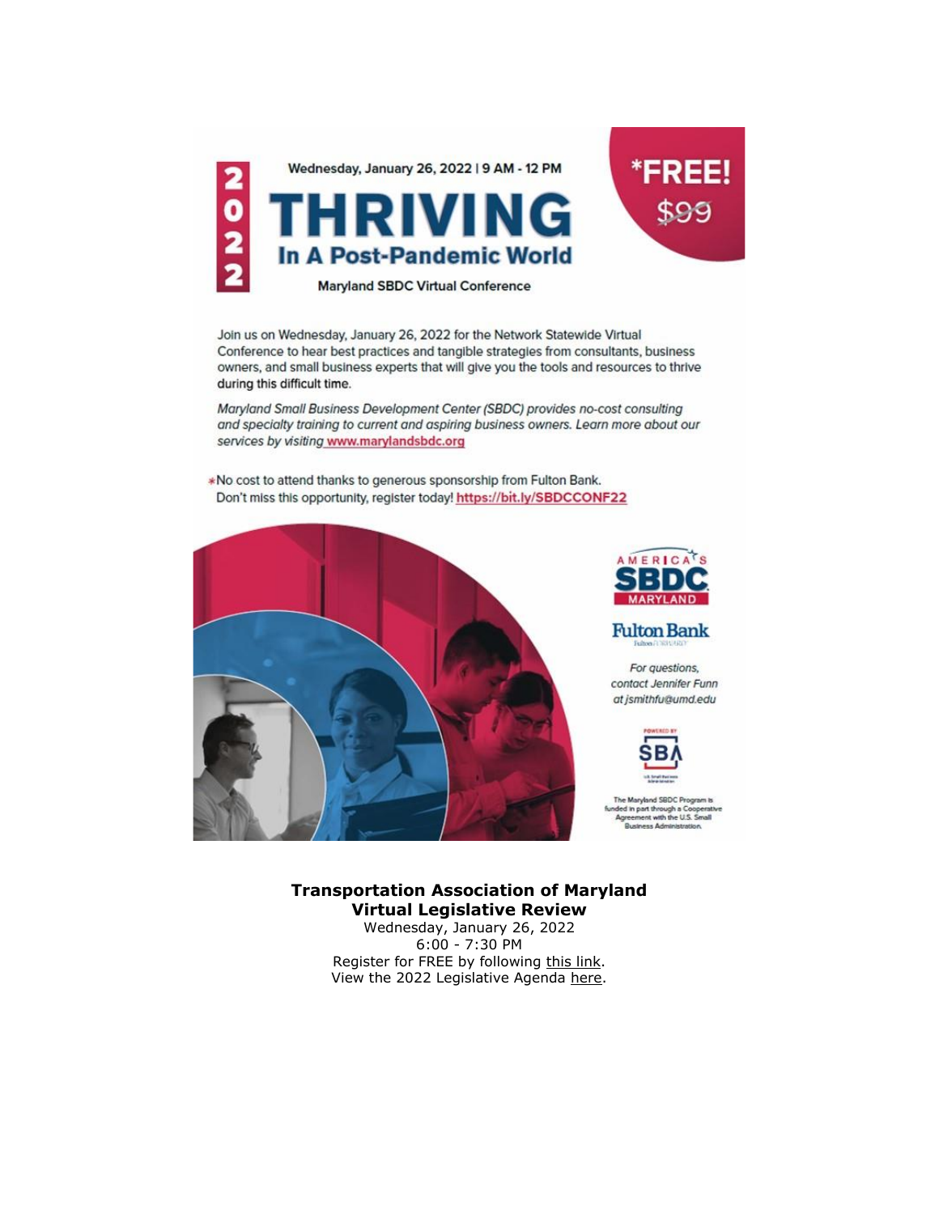Wednesday, January 26, 2022 | 9 AM - 12 PM

2022

# THRIVING

## In A Post-Pandemic World

Maryland SBDC Virtual Conference

*FREE! ~~$99~~

Join us on Wednesday, January 26, 2022 for the Network Statewide Virtual Conference to hear best practices and tangible strategies from consultants, business owners, and small business experts that will give you the tools and resources to thrive during this difficult time.

*Maryland Small Business Development Center (SBDC) provides no-cost consulting and specialty training to current and aspiring business owners. Learn more about our services by visiting* [www.marylandsbdc.org](www.marylandsbdc.org)

*No cost to attend thanks to generous sponsorship from Fulton Bank. Don't miss this opportunity, register today! [https://bit.ly/SBDCCONF22](https://bit.ly/SBDCCONF22)

AMERICA'S SBDC MARYLAND

Fulton Bank

*For questions, contact Jennifer Funn at jsmithfu@umd.edu*

POWERED BY SBA U.S. Small Business Administration

The Maryland SBDC Program is funded in part through a Cooperative Agreement with the U.S. Small Business Administration.

**Transportation Association of Maryland**
**Virtual Legislative Review**

Wednesday, January 26, 2022
6:00 - 7:30 PM
Register for FREE by following this link.
View the 2022 Legislative Agenda here.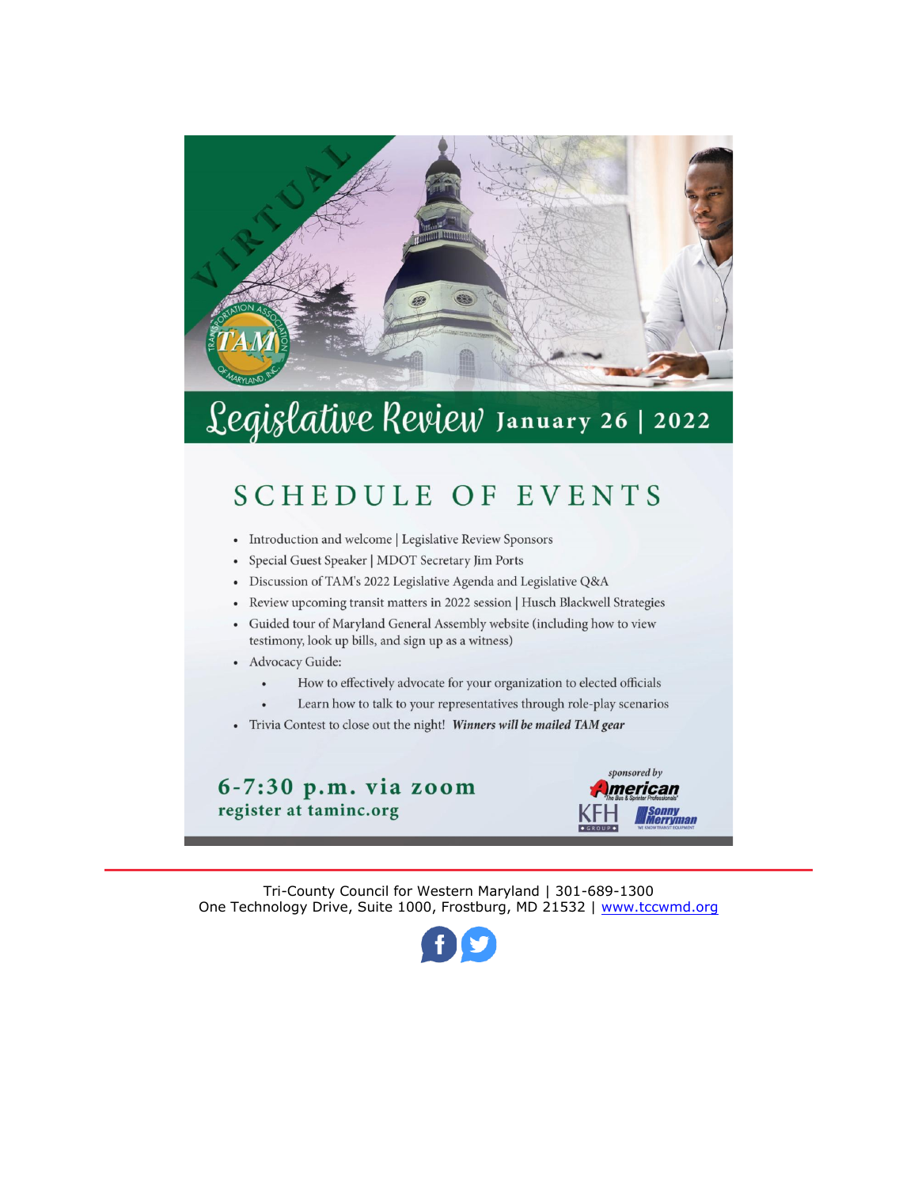VIRTUAL

TAM — Transportation Association of Maryland, Inc.

# Legislative Review January 26 | 2022

## SCHEDULE OF EVENTS

- Introduction and welcome | Legislative Review Sponsors
- Special Guest Speaker | MDOT Secretary Jim Ports
- Discussion of TAM's 2022 Legislative Agenda and Legislative Q&A
- Review upcoming transit matters in 2022 session | Husch Blackwell Strategies
- Guided tour of Maryland General Assembly website (including how to view testimony, look up bills, and sign up as a witness)
- Advocacy Guide:
  - How to effectively advocate for your organization to elected officials
  - Learn how to talk to your representatives through role-play scenarios
- Trivia Contest to close out the night! ***Winners will be mailed TAM gear***

**6-7:30 p.m. via zoom**
**register at taminc.org**

*sponsored by*
American "The Bus & Sprinter Professionals"
KFH GROUP
Sonny Merryman "We Know Transit Equipment"

---

Tri-County Council for Western Maryland | 301-689-1300
One Technology Drive, Suite 1000, Frostburg, MD 21532 | www.tccwmd.org